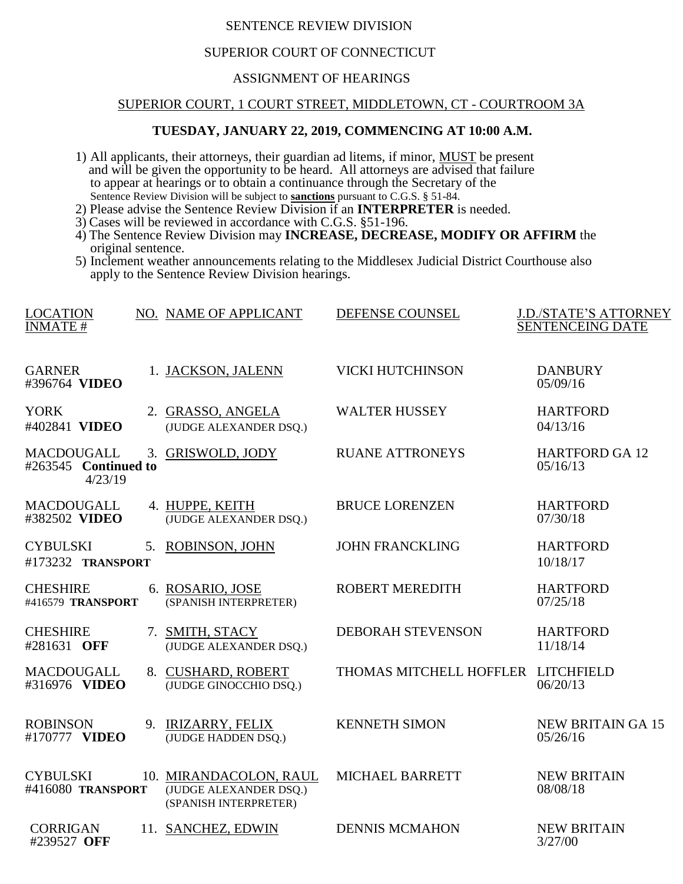SENTENCE REVIEW DIVISION

SUPERIOR COURT OF CONNECTICUT

ASSIGNMENT OF HEARINGS

SUPERIOR COURT, 1 COURT STREET, MIDDLETOWN, CT - COURTROOM 3A

**TUESDAY, JANUARY 22, 2019, COMMENCING AT 10:00 A.M.**

1) All applicants, their attorneys, their guardian ad litems, if minor, MUST be present and will be given the opportunity to be heard. All attorneys are advised that failure to appear at hearings or to obtain a continuance through the Secretary of the Sentence Review Division will be subject to **sanctions** pursuant to C.G.S. § 51-84.
2) Please advise the Sentence Review Division if an **INTERPRETER** is needed.
3) Cases will be reviewed in accordance with C.G.S. §51-196.
4) The Sentence Review Division may **INCREASE, DECREASE, MODIFY OR AFFIRM** the original sentence.
5) Inclement weather announcements relating to the Middlesex Judicial District Courthouse also apply to the Sentence Review Division hearings.

| LOCATION INMATE # | NO. | NAME OF APPLICANT | DEFENSE COUNSEL | J.D./STATE'S ATTORNEY SENTENCEING DATE |
|---|---|---|---|---|
| GARNER #396764 **VIDEO** | 1. | JACKSON, JALENN | VICKI HUTCHINSON | DANBURY 05/09/16 |
| YORK #402841 **VIDEO** | 2. | GRASSO, ANGELA (JUDGE ALEXANDER DSQ.) | WALTER HUSSEY | HARTFORD 04/13/16 |
| MACDOUGALL #263545 **Continued to** 4/23/19 | 3. | GRISWOLD, JODY | RUANE ATTRONEYS | HARTFORD GA 12 05/16/13 |
| MACDOUGALL #382502 **VIDEO** | 4. | HUPPE, KEITH (JUDGE ALEXANDER DSQ.) | BRUCE LORENZEN | HARTFORD 07/30/18 |
| CYBULSKI #173232 **TRANSPORT** | 5. | ROBINSON, JOHN | JOHN FRANCKLING | HARTFORD 10/18/17 |
| CHESHIRE #416579 **TRANSPORT** | 6. | ROSARIO, JOSE (SPANISH INTERPRETER) | ROBERT MEREDITH | HARTFORD 07/25/18 |
| CHESHIRE #281631 **OFF** | 7. | SMITH, STACY (JUDGE ALEXANDER DSQ.) | DEBORAH STEVENSON | HARTFORD 11/18/14 |
| MACDOUGALL #316976 **VIDEO** | 8. | CUSHARD, ROBERT (JUDGE GINOCCHIO DSQ.) | THOMAS MITCHELL HOFFLER | LITCHFIELD 06/20/13 |
| ROBINSON #170777 **VIDEO** | 9. | IRIZARRY, FELIX (JUDGE HADDEN DSQ.) | KENNETH SIMON | NEW BRITAIN GA 15 05/26/16 |
| CYBULSKI #416080 **TRANSPORT** | 10. | MIRANDACOLON, RAUL (JUDGE ALEXANDER DSQ.) (SPANISH INTERPRETER) | MICHAEL BARRETT | NEW BRITAIN 08/08/18 |
| CORRIGAN #239527 **OFF** | 11. | SANCHEZ, EDWIN | DENNIS MCMAHON | NEW BRITAIN 3/27/00 |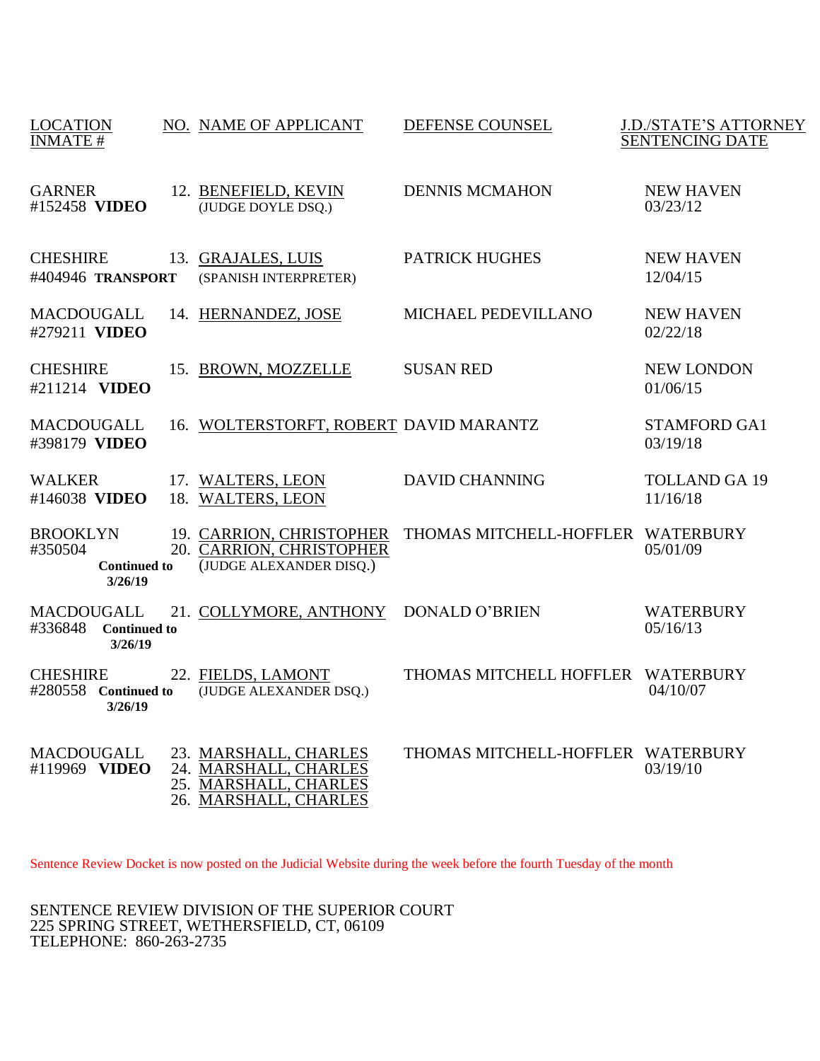| LOCATION INMATE # | NO. | NAME OF APPLICANT | DEFENSE COUNSEL | J.D./STATE'S ATTORNEY SENTENCING DATE |
|---|---|---|---|---|
| GARNER #152458 **VIDEO** | 12. | BENEFIELD, KEVIN (JUDGE DOYLE DSQ.) | DENNIS MCMAHON | NEW HAVEN 03/23/12 |
| CHESHIRE #404946 **TRANSPORT** | 13. | GRAJALES, LUIS (SPANISH INTERPRETER) | PATRICK HUGHES | NEW HAVEN 12/04/15 |
| MACDOUGALL #279211 **VIDEO** | 14. | HERNANDEZ, JOSE | MICHAEL PEDEVILLANO | NEW HAVEN 02/22/18 |
| CHESHIRE #211214 **VIDEO** | 15. | BROWN, MOZZELLE | SUSAN RED | NEW LONDON 01/06/15 |
| MACDOUGALL #398179 **VIDEO** | 16. | WOLTERSTORFT, ROBERT | DAVID MARANTZ | STAMFORD GA1 03/19/18 |
| WALKER #146038 **VIDEO** | 17. 18. | WALTERS, LEON WALTERS, LEON | DAVID CHANNING | TOLLAND GA 19 11/16/18 |
| BROOKLYN #350504 **Continued to 3/26/19** | 19. 20. | CARRION, CHRISTOPHER CARRION, CHRISTOPHER (JUDGE ALEXANDER DISQ.) | THOMAS MITCHELL-HOFFLER | WATERBURY 05/01/09 |
| MACDOUGALL #336848 **Continued to 3/26/19** | 21. | COLLYMORE, ANTHONY | DONALD O'BRIEN | WATERBURY 05/16/13 |
| CHESHIRE #280558 **Continued to 3/26/19** | 22. | FIELDS, LAMONT (JUDGE ALEXANDER DSQ.) | THOMAS MITCHELL HOFFLER | WATERBURY 04/10/07 |
| MACDOUGALL #119969 **VIDEO** | 23. 24. 25. 26. | MARSHALL, CHARLES MARSHALL, CHARLES MARSHALL, CHARLES MARSHALL, CHARLES | THOMAS MITCHELL-HOFFLER | WATERBURY 03/19/10 |

Sentence Review Docket is now posted on the Judicial Website during the week before the fourth Tuesday of the month

SENTENCE REVIEW DIVISION OF THE SUPERIOR COURT
225 SPRING STREET, WETHERSFIELD, CT, 06109
TELEPHONE: 860-263-2735